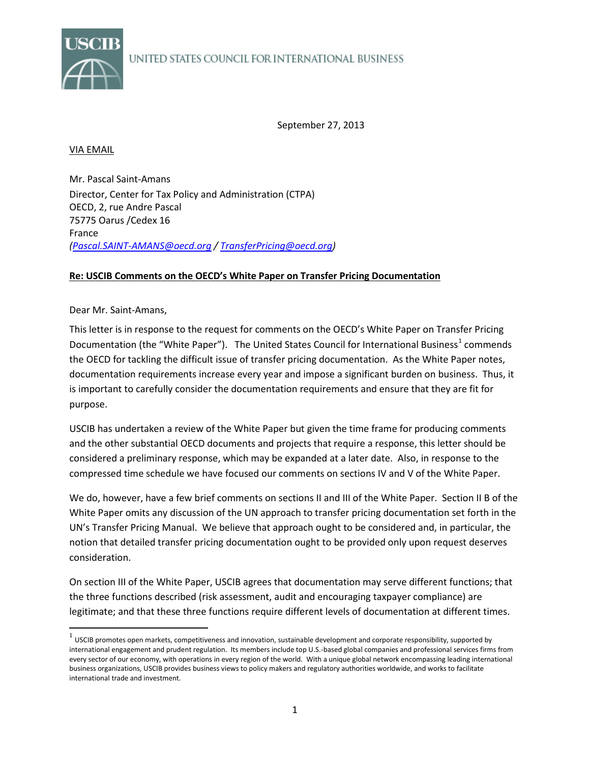USCIB

UNITED STATES COUNCIL FOR INTERNATIONAL BUSINESS

September 27, 2013

VIA EMAIL

Mr. Pascal Saint-Amans
Director, Center for Tax Policy and Administration (CTPA)
OECD, 2, rue Andre Pascal
75775 Oarus /Cedex 16
France
*(Pascal.SAINT-AMANS@oecd.org / TransferPricing@oecd.org)*

**Re: USCIB Comments on the OECD's White Paper on Transfer Pricing Documentation**

Dear Mr. Saint-Amans,

This letter is in response to the request for comments on the OECD's White Paper on Transfer Pricing Documentation (the "White Paper"). The United States Council for International Business[1] commends the OECD for tackling the difficult issue of transfer pricing documentation. As the White Paper notes, documentation requirements increase every year and impose a significant burden on business. Thus, it is important to carefully consider the documentation requirements and ensure that they are fit for purpose.

USCIB has undertaken a review of the White Paper but given the time frame for producing comments and the other substantial OECD documents and projects that require a response, this letter should be considered a preliminary response, which may be expanded at a later date. Also, in response to the compressed time schedule we have focused our comments on sections IV and V of the White Paper.

We do, however, have a few brief comments on sections II and III of the White Paper. Section II B of the White Paper omits any discussion of the UN approach to transfer pricing documentation set forth in the UN's Transfer Pricing Manual. We believe that approach ought to be considered and, in particular, the notion that detailed transfer pricing documentation ought to be provided only upon request deserves consideration.

On section III of the White Paper, USCIB agrees that documentation may serve different functions; that the three functions described (risk assessment, audit and encouraging taxpayer compliance) are legitimate; and that these three functions require different levels of documentation at different times.

[1] USCIB promotes open markets, competitiveness and innovation, sustainable development and corporate responsibility, supported by international engagement and prudent regulation. Its members include top U.S.-based global companies and professional services firms from every sector of our economy, with operations in every region of the world. With a unique global network encompassing leading international business organizations, USCIB provides business views to policy makers and regulatory authorities worldwide, and works to facilitate international trade and investment.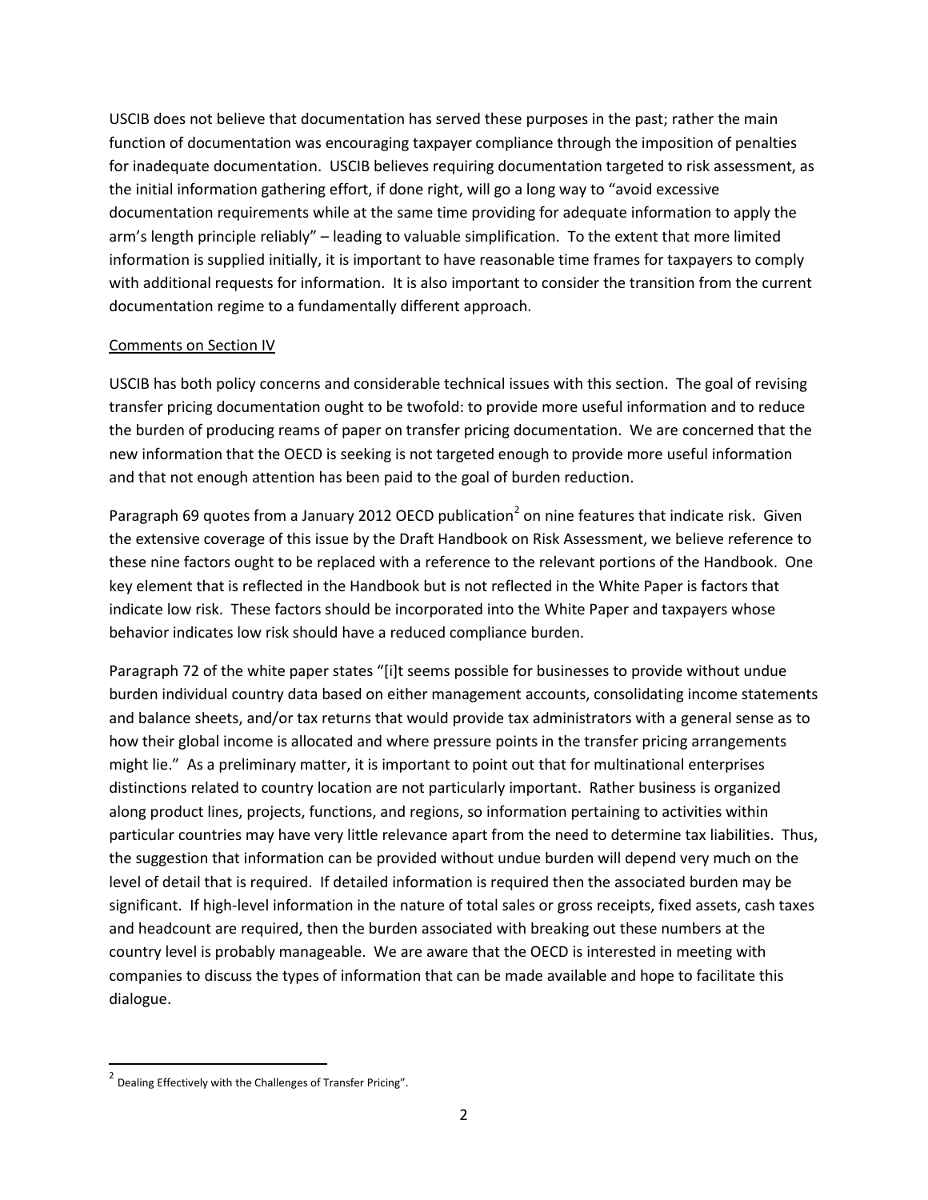USCIB does not believe that documentation has served these purposes in the past; rather the main function of documentation was encouraging taxpayer compliance through the imposition of penalties for inadequate documentation. USCIB believes requiring documentation targeted to risk assessment, as the initial information gathering effort, if done right, will go a long way to "avoid excessive documentation requirements while at the same time providing for adequate information to apply the arm's length principle reliably" – leading to valuable simplification. To the extent that more limited information is supplied initially, it is important to have reasonable time frames for taxpayers to comply with additional requests for information. It is also important to consider the transition from the current documentation regime to a fundamentally different approach.

Comments on Section IV

USCIB has both policy concerns and considerable technical issues with this section. The goal of revising transfer pricing documentation ought to be twofold: to provide more useful information and to reduce the burden of producing reams of paper on transfer pricing documentation. We are concerned that the new information that the OECD is seeking is not targeted enough to provide more useful information and that not enough attention has been paid to the goal of burden reduction.

Paragraph 69 quotes from a January 2012 OECD publication[2] on nine features that indicate risk. Given the extensive coverage of this issue by the Draft Handbook on Risk Assessment, we believe reference to these nine factors ought to be replaced with a reference to the relevant portions of the Handbook. One key element that is reflected in the Handbook but is not reflected in the White Paper is factors that indicate low risk. These factors should be incorporated into the White Paper and taxpayers whose behavior indicates low risk should have a reduced compliance burden.

Paragraph 72 of the white paper states "[i]t seems possible for businesses to provide without undue burden individual country data based on either management accounts, consolidating income statements and balance sheets, and/or tax returns that would provide tax administrators with a general sense as to how their global income is allocated and where pressure points in the transfer pricing arrangements might lie." As a preliminary matter, it is important to point out that for multinational enterprises distinctions related to country location are not particularly important. Rather business is organized along product lines, projects, functions, and regions, so information pertaining to activities within particular countries may have very little relevance apart from the need to determine tax liabilities. Thus, the suggestion that information can be provided without undue burden will depend very much on the level of detail that is required. If detailed information is required then the associated burden may be significant. If high-level information in the nature of total sales or gross receipts, fixed assets, cash taxes and headcount are required, then the burden associated with breaking out these numbers at the country level is probably manageable. We are aware that the OECD is interested in meeting with companies to discuss the types of information that can be made available and hope to facilitate this dialogue.

[2] Dealing Effectively with the Challenges of Transfer Pricing".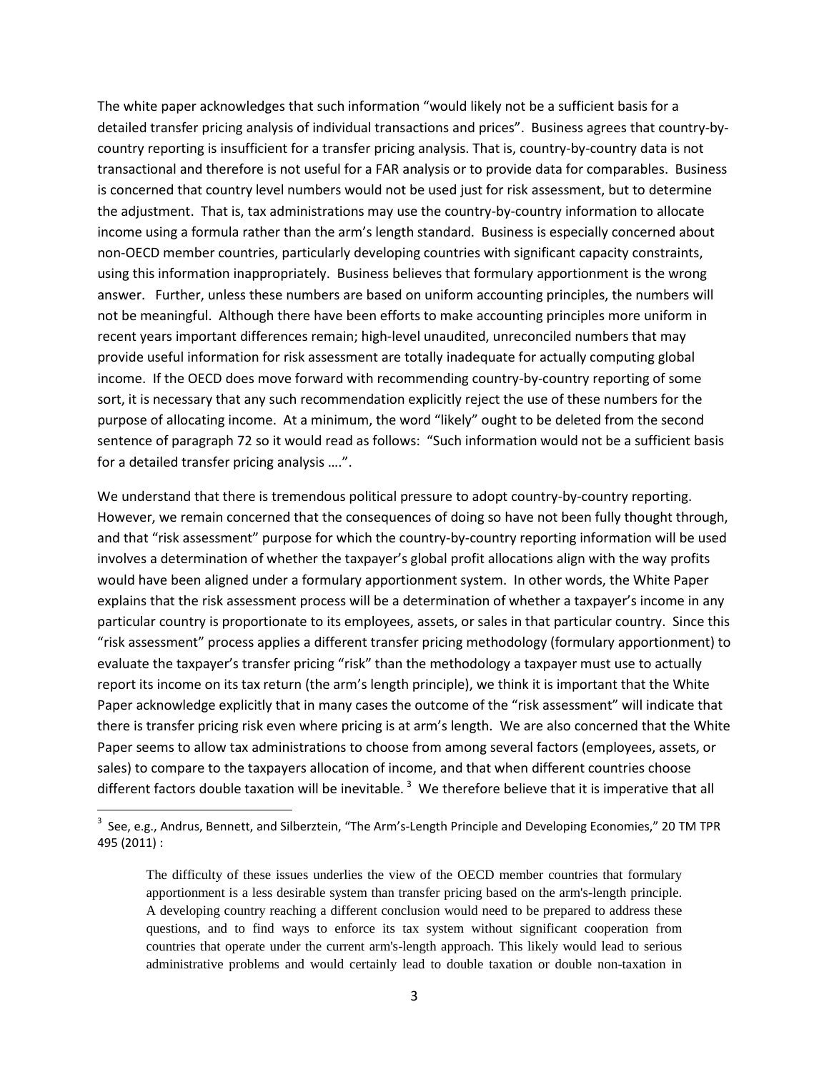The white paper acknowledges that such information "would likely not be a sufficient basis for a detailed transfer pricing analysis of individual transactions and prices". Business agrees that country-by-country reporting is insufficient for a transfer pricing analysis. That is, country-by-country data is not transactional and therefore is not useful for a FAR analysis or to provide data for comparables. Business is concerned that country level numbers would not be used just for risk assessment, but to determine the adjustment. That is, tax administrations may use the country-by-country information to allocate income using a formula rather than the arm's length standard. Business is especially concerned about non-OECD member countries, particularly developing countries with significant capacity constraints, using this information inappropriately. Business believes that formulary apportionment is the wrong answer. Further, unless these numbers are based on uniform accounting principles, the numbers will not be meaningful. Although there have been efforts to make accounting principles more uniform in recent years important differences remain; high-level unaudited, unreconciled numbers that may provide useful information for risk assessment are totally inadequate for actually computing global income. If the OECD does move forward with recommending country-by-country reporting of some sort, it is necessary that any such recommendation explicitly reject the use of these numbers for the purpose of allocating income. At a minimum, the word "likely" ought to be deleted from the second sentence of paragraph 72 so it would read as follows: "Such information would not be a sufficient basis for a detailed transfer pricing analysis ….".

We understand that there is tremendous political pressure to adopt country-by-country reporting. However, we remain concerned that the consequences of doing so have not been fully thought through, and that "risk assessment" purpose for which the country-by-country reporting information will be used involves a determination of whether the taxpayer's global profit allocations align with the way profits would have been aligned under a formulary apportionment system. In other words, the White Paper explains that the risk assessment process will be a determination of whether a taxpayer's income in any particular country is proportionate to its employees, assets, or sales in that particular country. Since this "risk assessment" process applies a different transfer pricing methodology (formulary apportionment) to evaluate the taxpayer's transfer pricing "risk" than the methodology a taxpayer must use to actually report its income on its tax return (the arm's length principle), we think it is important that the White Paper acknowledge explicitly that in many cases the outcome of the "risk assessment" will indicate that there is transfer pricing risk even where pricing is at arm's length. We are also concerned that the White Paper seems to allow tax administrations to choose from among several factors (employees, assets, or sales) to compare to the taxpayers allocation of income, and that when different countries choose different factors double taxation will be inevitable. [3] We therefore believe that it is imperative that all

---

[3] See, e.g., Andrus, Bennett, and Silberztein, "The Arm's-Length Principle and Developing Economies," 20 TM TPR 495 (2011) :

> The difficulty of these issues underlies the view of the OECD member countries that formulary apportionment is a less desirable system than transfer pricing based on the arm's-length principle. A developing country reaching a different conclusion would need to be prepared to address these questions, and to find ways to enforce its tax system without significant cooperation from countries that operate under the current arm's-length approach. This likely would lead to serious administrative problems and would certainly lead to double taxation or double non-taxation in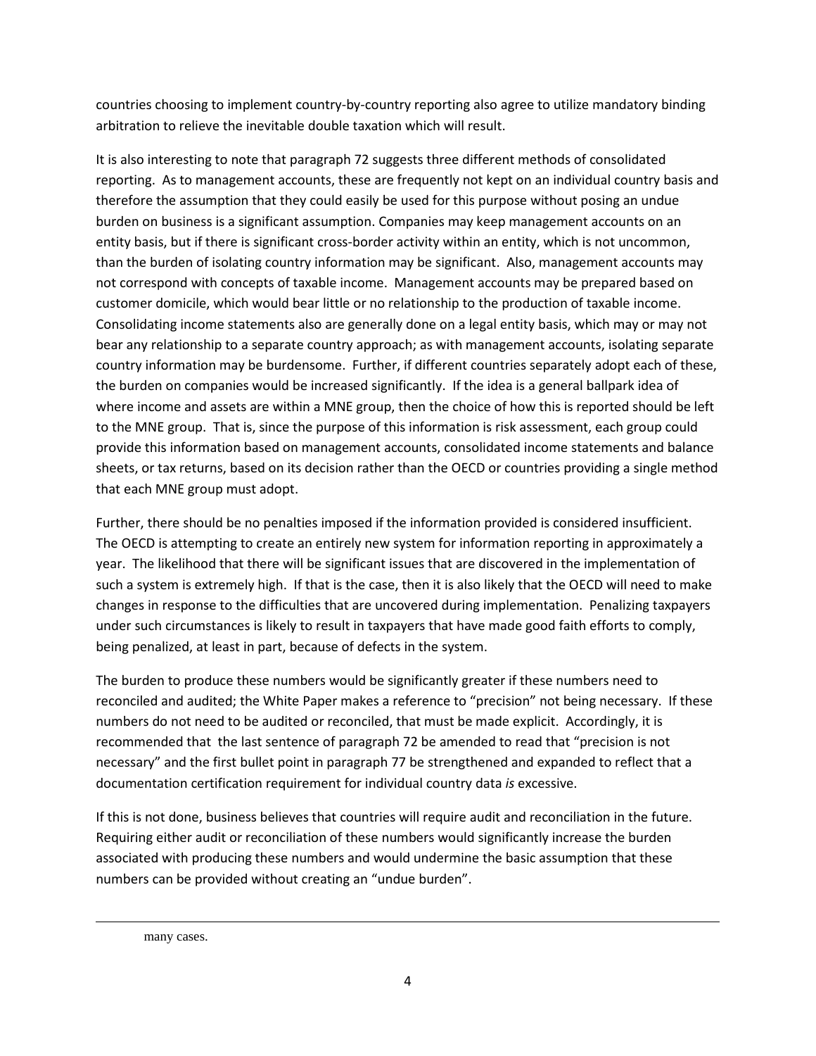countries choosing to implement country-by-country reporting also agree to utilize mandatory binding arbitration to relieve the inevitable double taxation which will result.

It is also interesting to note that paragraph 72 suggests three different methods of consolidated reporting. As to management accounts, these are frequently not kept on an individual country basis and therefore the assumption that they could easily be used for this purpose without posing an undue burden on business is a significant assumption. Companies may keep management accounts on an entity basis, but if there is significant cross-border activity within an entity, which is not uncommon, than the burden of isolating country information may be significant. Also, management accounts may not correspond with concepts of taxable income. Management accounts may be prepared based on customer domicile, which would bear little or no relationship to the production of taxable income. Consolidating income statements also are generally done on a legal entity basis, which may or may not bear any relationship to a separate country approach; as with management accounts, isolating separate country information may be burdensome. Further, if different countries separately adopt each of these, the burden on companies would be increased significantly. If the idea is a general ballpark idea of where income and assets are within a MNE group, then the choice of how this is reported should be left to the MNE group. That is, since the purpose of this information is risk assessment, each group could provide this information based on management accounts, consolidated income statements and balance sheets, or tax returns, based on its decision rather than the OECD or countries providing a single method that each MNE group must adopt.

Further, there should be no penalties imposed if the information provided is considered insufficient. The OECD is attempting to create an entirely new system for information reporting in approximately a year. The likelihood that there will be significant issues that are discovered in the implementation of such a system is extremely high. If that is the case, then it is also likely that the OECD will need to make changes in response to the difficulties that are uncovered during implementation. Penalizing taxpayers under such circumstances is likely to result in taxpayers that have made good faith efforts to comply, being penalized, at least in part, because of defects in the system.

The burden to produce these numbers would be significantly greater if these numbers need to reconciled and audited; the White Paper makes a reference to "precision" not being necessary. If these numbers do not need to be audited or reconciled, that must be made explicit. Accordingly, it is recommended that the last sentence of paragraph 72 be amended to read that "precision is not necessary" and the first bullet point in paragraph 77 be strengthened and expanded to reflect that a documentation certification requirement for individual country data *is* excessive.

If this is not done, business believes that countries will require audit and reconciliation in the future. Requiring either audit or reconciliation of these numbers would significantly increase the burden associated with producing these numbers and would undermine the basic assumption that these numbers can be provided without creating an "undue burden".

---

many cases.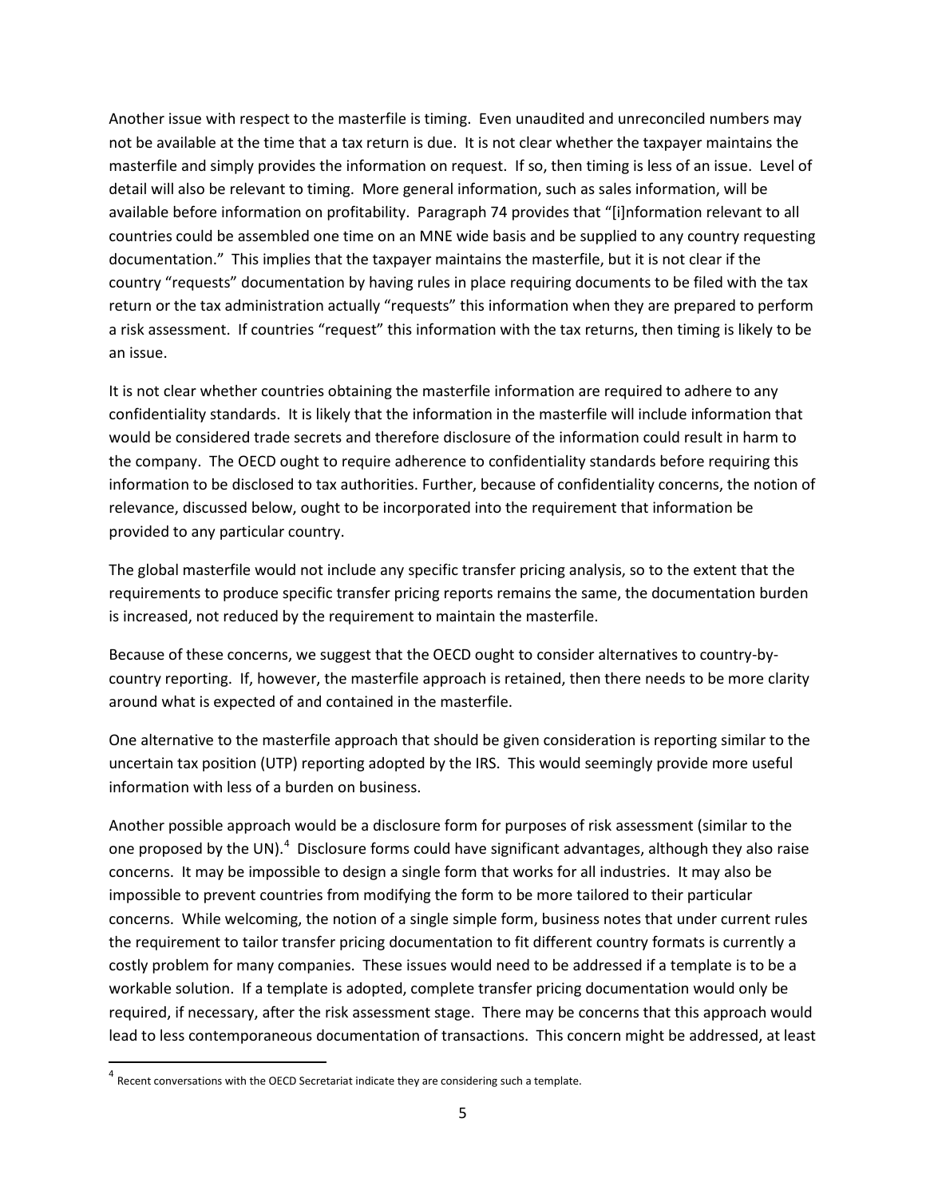Another issue with respect to the masterfile is timing. Even unaudited and unreconciled numbers may not be available at the time that a tax return is due. It is not clear whether the taxpayer maintains the masterfile and simply provides the information on request. If so, then timing is less of an issue. Level of detail will also be relevant to timing. More general information, such as sales information, will be available before information on profitability. Paragraph 74 provides that "[i]nformation relevant to all countries could be assembled one time on an MNE wide basis and be supplied to any country requesting documentation." This implies that the taxpayer maintains the masterfile, but it is not clear if the country "requests" documentation by having rules in place requiring documents to be filed with the tax return or the tax administration actually "requests" this information when they are prepared to perform a risk assessment. If countries "request" this information with the tax returns, then timing is likely to be an issue.

It is not clear whether countries obtaining the masterfile information are required to adhere to any confidentiality standards. It is likely that the information in the masterfile will include information that would be considered trade secrets and therefore disclosure of the information could result in harm to the company. The OECD ought to require adherence to confidentiality standards before requiring this information to be disclosed to tax authorities. Further, because of confidentiality concerns, the notion of relevance, discussed below, ought to be incorporated into the requirement that information be provided to any particular country.

The global masterfile would not include any specific transfer pricing analysis, so to the extent that the requirements to produce specific transfer pricing reports remains the same, the documentation burden is increased, not reduced by the requirement to maintain the masterfile.

Because of these concerns, we suggest that the OECD ought to consider alternatives to country-by-country reporting. If, however, the masterfile approach is retained, then there needs to be more clarity around what is expected of and contained in the masterfile.

One alternative to the masterfile approach that should be given consideration is reporting similar to the uncertain tax position (UTP) reporting adopted by the IRS. This would seemingly provide more useful information with less of a burden on business.

Another possible approach would be a disclosure form for purposes of risk assessment (similar to the one proposed by the UN).[4] Disclosure forms could have significant advantages, although they also raise concerns. It may be impossible to design a single form that works for all industries. It may also be impossible to prevent countries from modifying the form to be more tailored to their particular concerns. While welcoming, the notion of a single simple form, business notes that under current rules the requirement to tailor transfer pricing documentation to fit different country formats is currently a costly problem for many companies. These issues would need to be addressed if a template is to be a workable solution. If a template is adopted, complete transfer pricing documentation would only be required, if necessary, after the risk assessment stage. There may be concerns that this approach would lead to less contemporaneous documentation of transactions. This concern might be addressed, at least

[4] Recent conversations with the OECD Secretariat indicate they are considering such a template.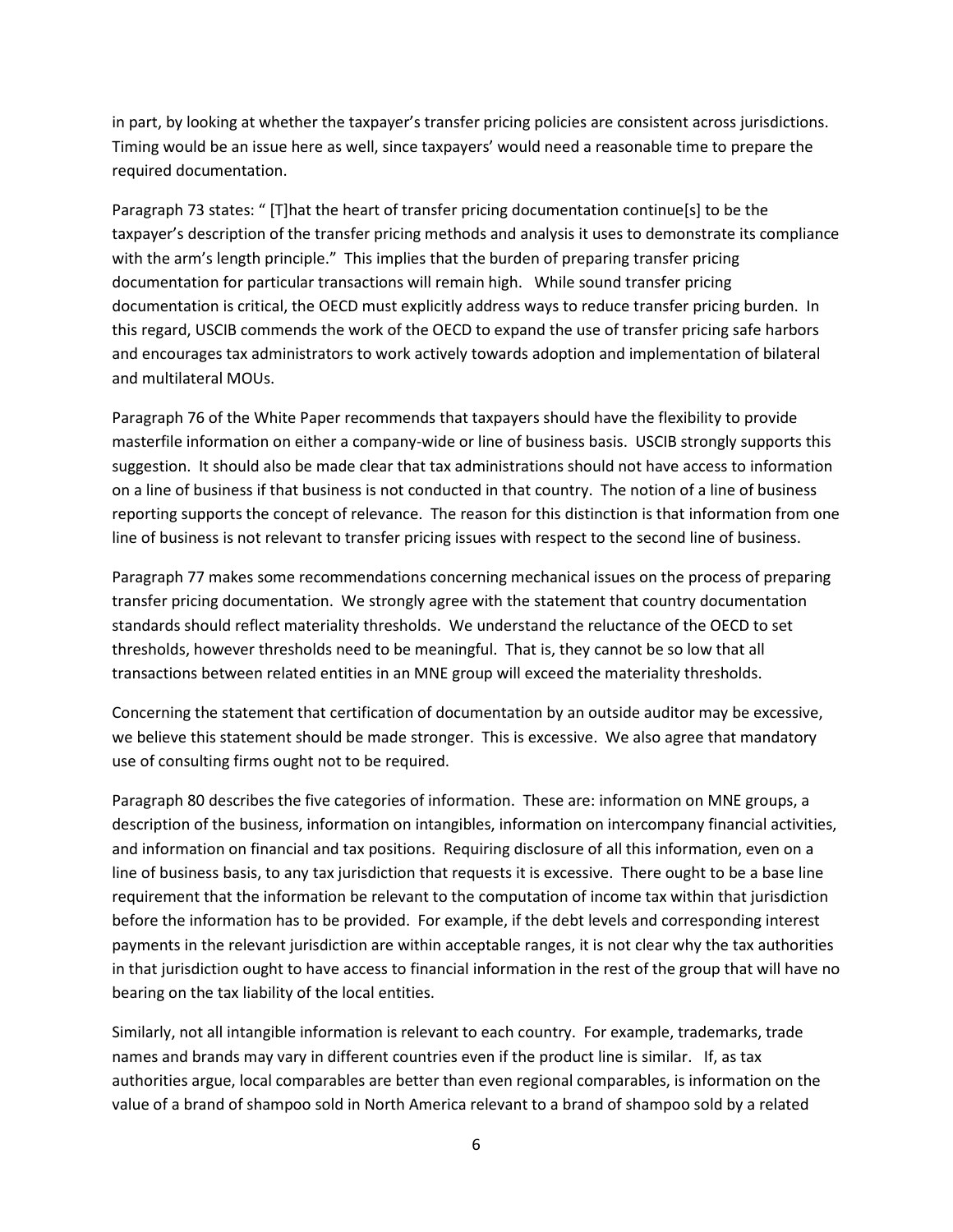in part, by looking at whether the taxpayer's transfer pricing policies are consistent across jurisdictions. Timing would be an issue here as well, since taxpayers' would need a reasonable time to prepare the required documentation.

Paragraph 73 states: " [T]hat the heart of transfer pricing documentation continue[s] to be the taxpayer's description of the transfer pricing methods and analysis it uses to demonstrate its compliance with the arm's length principle." This implies that the burden of preparing transfer pricing documentation for particular transactions will remain high. While sound transfer pricing documentation is critical, the OECD must explicitly address ways to reduce transfer pricing burden. In this regard, USCIB commends the work of the OECD to expand the use of transfer pricing safe harbors and encourages tax administrators to work actively towards adoption and implementation of bilateral and multilateral MOUs.

Paragraph 76 of the White Paper recommends that taxpayers should have the flexibility to provide masterfile information on either a company-wide or line of business basis. USCIB strongly supports this suggestion. It should also be made clear that tax administrations should not have access to information on a line of business if that business is not conducted in that country. The notion of a line of business reporting supports the concept of relevance. The reason for this distinction is that information from one line of business is not relevant to transfer pricing issues with respect to the second line of business.

Paragraph 77 makes some recommendations concerning mechanical issues on the process of preparing transfer pricing documentation. We strongly agree with the statement that country documentation standards should reflect materiality thresholds. We understand the reluctance of the OECD to set thresholds, however thresholds need to be meaningful. That is, they cannot be so low that all transactions between related entities in an MNE group will exceed the materiality thresholds.

Concerning the statement that certification of documentation by an outside auditor may be excessive, we believe this statement should be made stronger. This is excessive. We also agree that mandatory use of consulting firms ought not to be required.

Paragraph 80 describes the five categories of information. These are: information on MNE groups, a description of the business, information on intangibles, information on intercompany financial activities, and information on financial and tax positions. Requiring disclosure of all this information, even on a line of business basis, to any tax jurisdiction that requests it is excessive. There ought to be a base line requirement that the information be relevant to the computation of income tax within that jurisdiction before the information has to be provided. For example, if the debt levels and corresponding interest payments in the relevant jurisdiction are within acceptable ranges, it is not clear why the tax authorities in that jurisdiction ought to have access to financial information in the rest of the group that will have no bearing on the tax liability of the local entities.

Similarly, not all intangible information is relevant to each country. For example, trademarks, trade names and brands may vary in different countries even if the product line is similar. If, as tax authorities argue, local comparables are better than even regional comparables, is information on the value of a brand of shampoo sold in North America relevant to a brand of shampoo sold by a related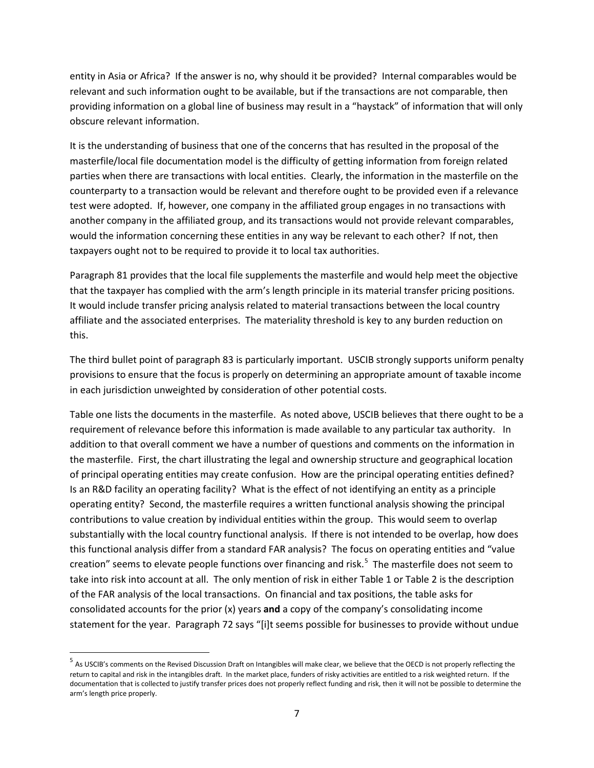entity in Asia or Africa? If the answer is no, why should it be provided? Internal comparables would be relevant and such information ought to be available, but if the transactions are not comparable, then providing information on a global line of business may result in a "haystack" of information that will only obscure relevant information.

It is the understanding of business that one of the concerns that has resulted in the proposal of the masterfile/local file documentation model is the difficulty of getting information from foreign related parties when there are transactions with local entities. Clearly, the information in the masterfile on the counterparty to a transaction would be relevant and therefore ought to be provided even if a relevance test were adopted. If, however, one company in the affiliated group engages in no transactions with another company in the affiliated group, and its transactions would not provide relevant comparables, would the information concerning these entities in any way be relevant to each other? If not, then taxpayers ought not to be required to provide it to local tax authorities.

Paragraph 81 provides that the local file supplements the masterfile and would help meet the objective that the taxpayer has complied with the arm's length principle in its material transfer pricing positions. It would include transfer pricing analysis related to material transactions between the local country affiliate and the associated enterprises. The materiality threshold is key to any burden reduction on this.

The third bullet point of paragraph 83 is particularly important. USCIB strongly supports uniform penalty provisions to ensure that the focus is properly on determining an appropriate amount of taxable income in each jurisdiction unweighted by consideration of other potential costs.

Table one lists the documents in the masterfile. As noted above, USCIB believes that there ought to be a requirement of relevance before this information is made available to any particular tax authority. In addition to that overall comment we have a number of questions and comments on the information in the masterfile. First, the chart illustrating the legal and ownership structure and geographical location of principal operating entities may create confusion. How are the principal operating entities defined? Is an R&D facility an operating facility? What is the effect of not identifying an entity as a principle operating entity? Second, the masterfile requires a written functional analysis showing the principal contributions to value creation by individual entities within the group. This would seem to overlap substantially with the local country functional analysis. If there is not intended to be overlap, how does this functional analysis differ from a standard FAR analysis? The focus on operating entities and "value creation" seems to elevate people functions over financing and risk.[5] The masterfile does not seem to take into risk into account at all. The only mention of risk in either Table 1 or Table 2 is the description of the FAR analysis of the local transactions. On financial and tax positions, the table asks for consolidated accounts for the prior (x) years **and** a copy of the company's consolidating income statement for the year. Paragraph 72 says "[i]t seems possible for businesses to provide without undue

[5] As USCIB's comments on the Revised Discussion Draft on Intangibles will make clear, we believe that the OECD is not properly reflecting the return to capital and risk in the intangibles draft. In the market place, funders of risky activities are entitled to a risk weighted return. If the documentation that is collected to justify transfer prices does not properly reflect funding and risk, then it will not be possible to determine the arm's length price properly.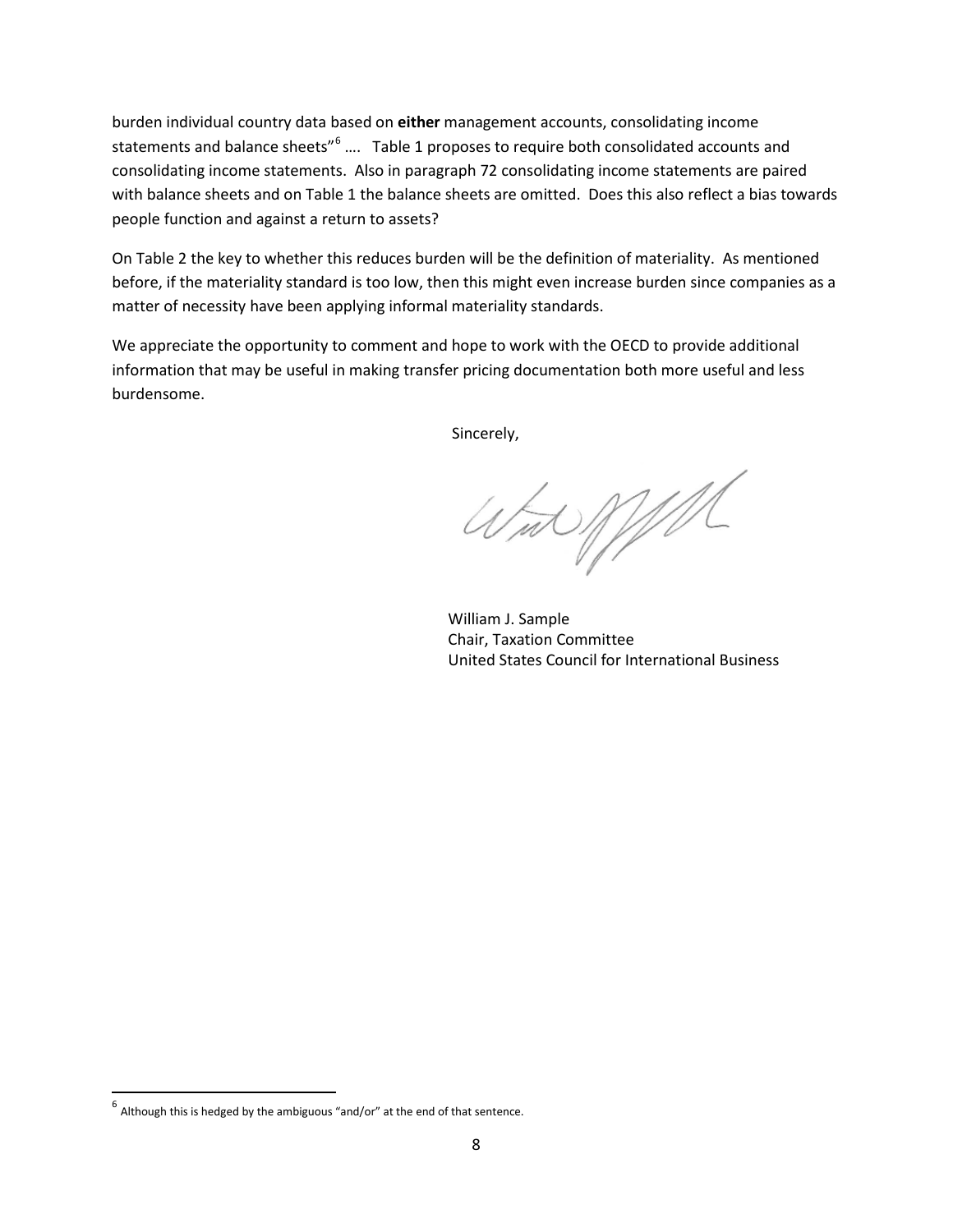burden individual country data based on **either** management accounts, consolidating income statements and balance sheets"[6] …. Table 1 proposes to require both consolidated accounts and consolidating income statements. Also in paragraph 72 consolidating income statements are paired with balance sheets and on Table 1 the balance sheets are omitted. Does this also reflect a bias towards people function and against a return to assets?

On Table 2 the key to whether this reduces burden will be the definition of materiality. As mentioned before, if the materiality standard is too low, then this might even increase burden since companies as a matter of necessity have been applying informal materiality standards.

We appreciate the opportunity to comment and hope to work with the OECD to provide additional information that may be useful in making transfer pricing documentation both more useful and less burdensome.

Sincerely,

William J. Sample
Chair, Taxation Committee
United States Council for International Business

[6] Although this is hedged by the ambiguous "and/or" at the end of that sentence.